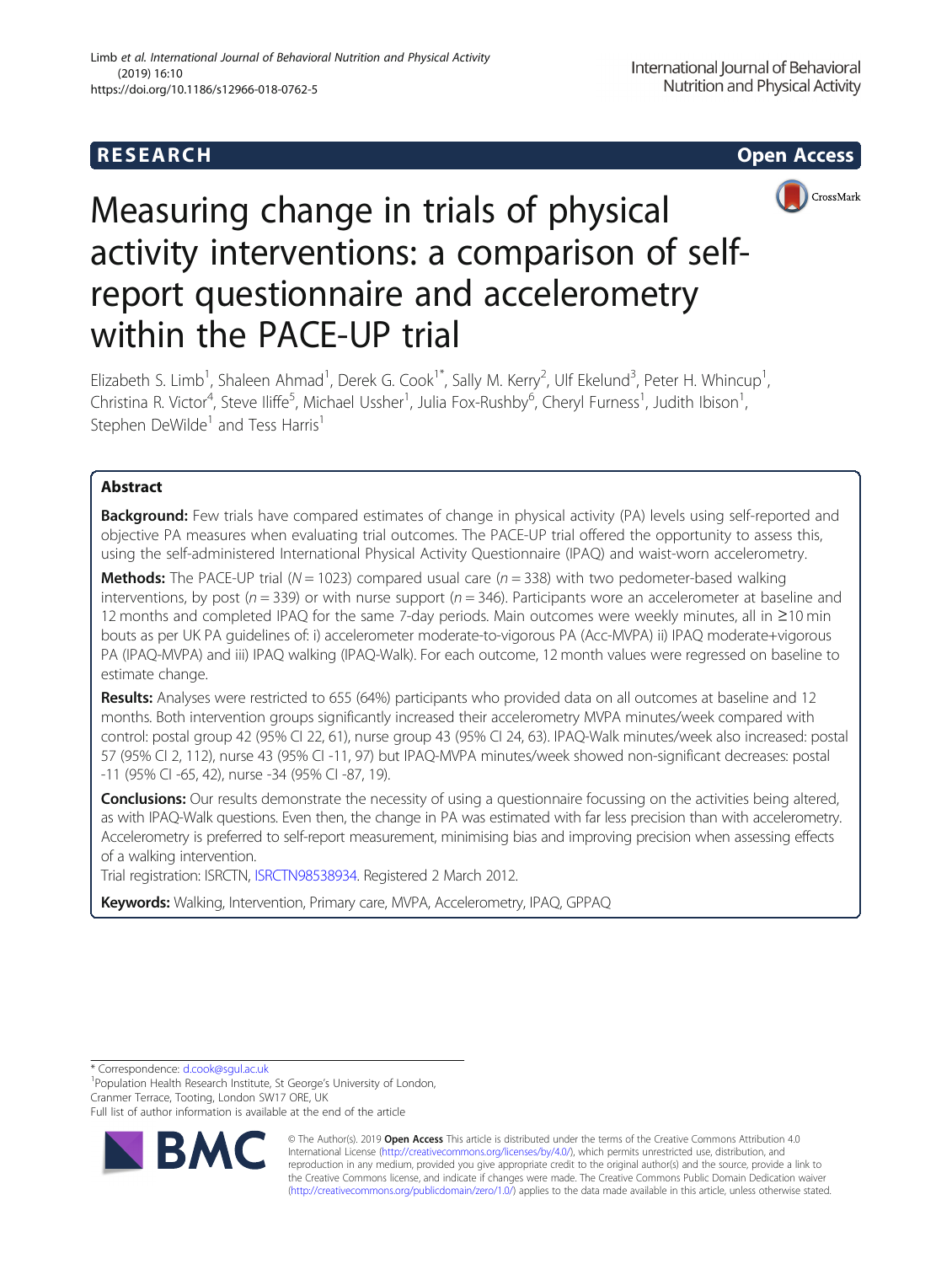RESEARCH

Open Access

# Measuring change in trials of physical activity interventions: a comparison of self-report questionnaire and accelerometry within the PACE-UP trial

Elizabeth S. Limb[1], Shaleen Ahmad[1], Derek G. Cook[1*], Sally M. Kerry[2], Ulf Ekelund[3], Peter H. Whincup[1], Christina R. Victor[4], Steve Iliffe[5], Michael Ussher[1], Julia Fox-Rushby[6], Cheryl Furness[1], Judith Ibison[1], Stephen DeWilde[1] and Tess Harris[1]

## Abstract

**Background:** Few trials have compared estimates of change in physical activity (PA) levels using self-reported and objective PA measures when evaluating trial outcomes. The PACE-UP trial offered the opportunity to assess this, using the self-administered International Physical Activity Questionnaire (IPAQ) and waist-worn accelerometry.

**Methods:** The PACE-UP trial ($N = 1023$) compared usual care ($n = 338$) with two pedometer-based walking interventions, by post ($n = 339$) or with nurse support ($n = 346$). Participants wore an accelerometer at baseline and 12 months and completed IPAQ for the same 7-day periods. Main outcomes were weekly minutes, all in ≥10 min bouts as per UK PA guidelines of: i) accelerometer moderate-to-vigorous PA (Acc-MVPA) ii) IPAQ moderate+vigorous PA (IPAQ-MVPA) and iii) IPAQ walking (IPAQ-Walk). For each outcome, 12 month values were regressed on baseline to estimate change.

**Results:** Analyses were restricted to 655 (64%) participants who provided data on all outcomes at baseline and 12 months. Both intervention groups significantly increased their accelerometry MVPA minutes/week compared with control: postal group 42 (95% CI 22, 61), nurse group 43 (95% CI 24, 63). IPAQ-Walk minutes/week also increased: postal 57 (95% CI 2, 112), nurse 43 (95% CI -11, 97) but IPAQ-MVPA minutes/week showed non-significant decreases: postal -11 (95% CI -65, 42), nurse -34 (95% CI -87, 19).

**Conclusions:** Our results demonstrate the necessity of using a questionnaire focussing on the activities being altered, as with IPAQ-Walk questions. Even then, the change in PA was estimated with far less precision than with accelerometry. Accelerometry is preferred to self-report measurement, minimising bias and improving precision when assessing effects of a walking intervention.

Trial registration: ISRCTN, ISRCTN98538934. Registered 2 March 2012.

**Keywords:** Walking, Intervention, Primary care, MVPA, Accelerometry, IPAQ, GPPAQ

---

* Correspondence: d.cook@sgul.ac.uk
[1]Population Health Research Institute, St George's University of London, Cranmer Terrace, Tooting, London SW17 ORE, UK
Full list of author information is available at the end of the article

© The Author(s). 2019 **Open Access** This article is distributed under the terms of the Creative Commons Attribution 4.0 International License (http://creativecommons.org/licenses/by/4.0/), which permits unrestricted use, distribution, and reproduction in any medium, provided you give appropriate credit to the original author(s) and the source, provide a link to the Creative Commons license, and indicate if changes were made. The Creative Commons Public Domain Dedication waiver (http://creativecommons.org/publicdomain/zero/1.0/) applies to the data made available in this article, unless otherwise stated.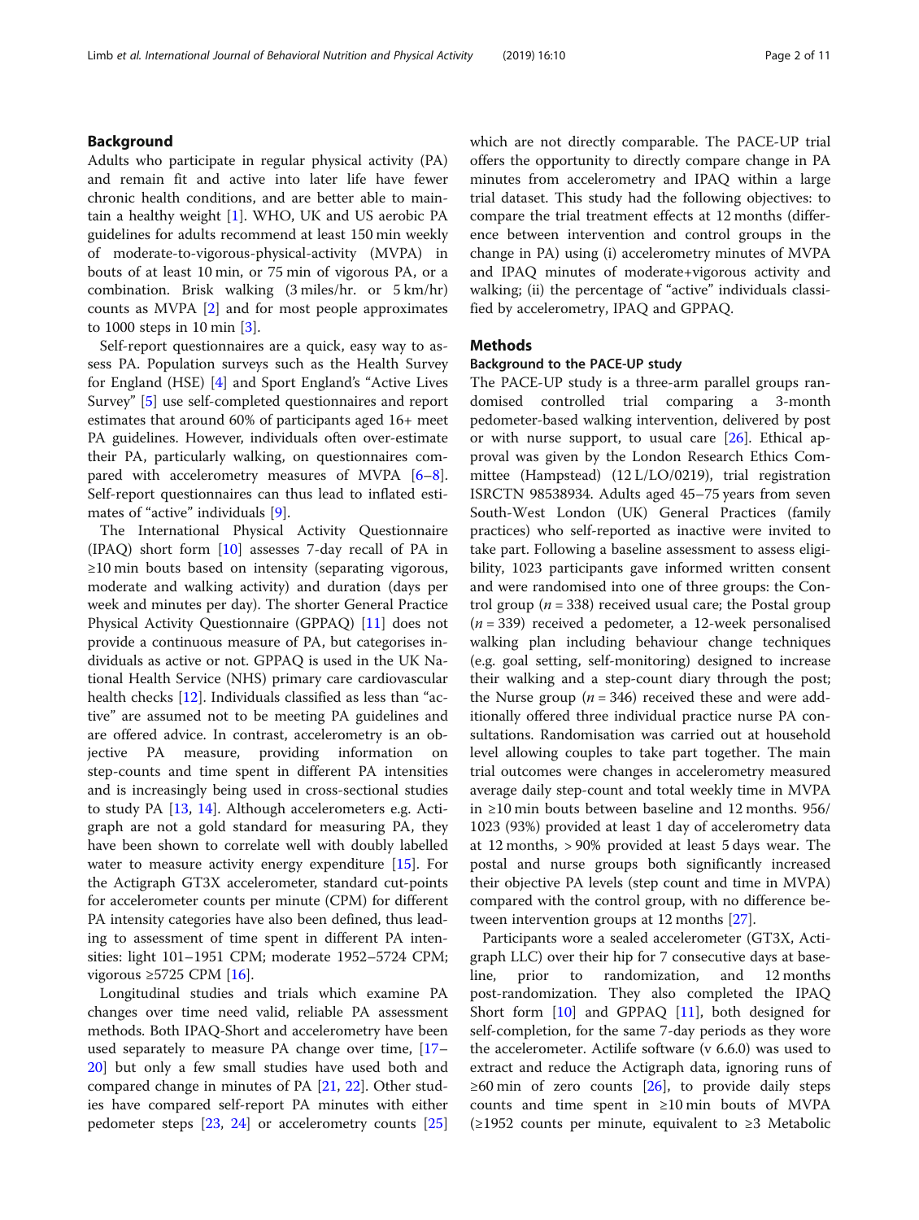## Background

Adults who participate in regular physical activity (PA) and remain fit and active into later life have fewer chronic health conditions, and are better able to maintain a healthy weight [1]. WHO, UK and US aerobic PA guidelines for adults recommend at least 150 min weekly of moderate-to-vigorous-physical-activity (MVPA) in bouts of at least 10 min, or 75 min of vigorous PA, or a combination. Brisk walking (3 miles/hr. or 5 km/hr) counts as MVPA [2] and for most people approximates to 1000 steps in 10 min [3].

Self-report questionnaires are a quick, easy way to assess PA. Population surveys such as the Health Survey for England (HSE) [4] and Sport England's "Active Lives Survey" [5] use self-completed questionnaires and report estimates that around 60% of participants aged 16+ meet PA guidelines. However, individuals often over-estimate their PA, particularly walking, on questionnaires compared with accelerometry measures of MVPA [6–8]. Self-report questionnaires can thus lead to inflated estimates of "active" individuals [9].

The International Physical Activity Questionnaire (IPAQ) short form [10] assesses 7-day recall of PA in ≥10 min bouts based on intensity (separating vigorous, moderate and walking activity) and duration (days per week and minutes per day). The shorter General Practice Physical Activity Questionnaire (GPPAQ) [11] does not provide a continuous measure of PA, but categorises individuals as active or not. GPPAQ is used in the UK National Health Service (NHS) primary care cardiovascular health checks [12]. Individuals classified as less than "active" are assumed not to be meeting PA guidelines and are offered advice. In contrast, accelerometry is an objective PA measure, providing information on step-counts and time spent in different PA intensities and is increasingly being used in cross-sectional studies to study PA [13, 14]. Although accelerometers e.g. Actigraph are not a gold standard for measuring PA, they have been shown to correlate well with doubly labelled water to measure activity energy expenditure [15]. For the Actigraph GT3X accelerometer, standard cut-points for accelerometer counts per minute (CPM) for different PA intensity categories have also been defined, thus leading to assessment of time spent in different PA intensities: light 101–1951 CPM; moderate 1952–5724 CPM; vigorous ≥5725 CPM [16].

Longitudinal studies and trials which examine PA changes over time need valid, reliable PA assessment methods. Both IPAQ-Short and accelerometry have been used separately to measure PA change over time, [17–20] but only a few small studies have used both and compared change in minutes of PA [21, 22]. Other studies have compared self-report PA minutes with either pedometer steps [23, 24] or accelerometry counts [25] which are not directly comparable. The PACE-UP trial offers the opportunity to directly compare change in PA minutes from accelerometry and IPAQ within a large trial dataset. This study had the following objectives: to compare the trial treatment effects at 12 months (difference between intervention and control groups in the change in PA) using (i) accelerometry minutes of MVPA and IPAQ minutes of moderate+vigorous activity and walking; (ii) the percentage of "active" individuals classified by accelerometry, IPAQ and GPPAQ.

## Methods

### Background to the PACE-UP study

The PACE-UP study is a three-arm parallel groups randomised controlled trial comparing a 3-month pedometer-based walking intervention, delivered by post or with nurse support, to usual care [26]. Ethical approval was given by the London Research Ethics Committee (Hampstead) (12 L/LO/0219), trial registration ISRCTN 98538934. Adults aged 45–75 years from seven South-West London (UK) General Practices (family practices) who self-reported as inactive were invited to take part. Following a baseline assessment to assess eligibility, 1023 participants gave informed written consent and were randomised into one of three groups: the Control group ($n = 338$) received usual care; the Postal group ($n = 339$) received a pedometer, a 12-week personalised walking plan including behaviour change techniques (e.g. goal setting, self-monitoring) designed to increase their walking and a step-count diary through the post; the Nurse group ($n = 346$) received these and were additionally offered three individual practice nurse PA consultations. Randomisation was carried out at household level allowing couples to take part together. The main trial outcomes were changes in accelerometry measured average daily step-count and total weekly time in MVPA in ≥10 min bouts between baseline and 12 months. 956/1023 (93%) provided at least 1 day of accelerometry data at 12 months, > 90% provided at least 5 days wear. The postal and nurse groups both significantly increased their objective PA levels (step count and time in MVPA) compared with the control group, with no difference between intervention groups at 12 months [27].

Participants wore a sealed accelerometer (GT3X, Actigraph LLC) over their hip for 7 consecutive days at baseline, prior to randomization, and 12 months post-randomization. They also completed the IPAQ Short form [10] and GPPAQ [11], both designed for self-completion, for the same 7-day periods as they wore the accelerometer. Actilife software (v 6.6.0) was used to extract and reduce the Actigraph data, ignoring runs of ≥60 min of zero counts [26], to provide daily steps counts and time spent in ≥10 min bouts of MVPA (≥1952 counts per minute, equivalent to ≥3 Metabolic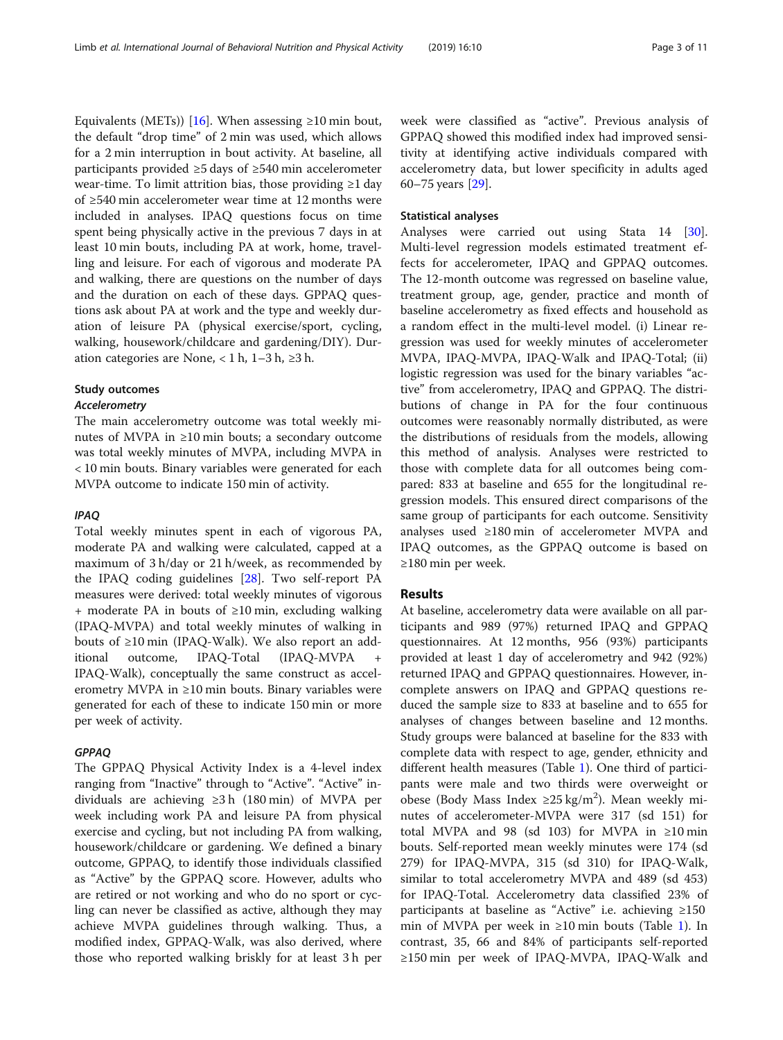Equivalents (METs)) [16]. When assessing ≥10 min bout, the default "drop time" of 2 min was used, which allows for a 2 min interruption in bout activity. At baseline, all participants provided ≥5 days of ≥540 min accelerometer wear-time. To limit attrition bias, those providing ≥1 day of ≥540 min accelerometer wear time at 12 months were included in analyses. IPAQ questions focus on time spent being physically active in the previous 7 days in at least 10 min bouts, including PA at work, home, travelling and leisure. For each of vigorous and moderate PA and walking, there are questions on the number of days and the duration on each of these days. GPPAQ questions ask about PA at work and the type and weekly duration of leisure PA (physical exercise/sport, cycling, walking, housework/childcare and gardening/DIY). Duration categories are None, < 1 h, 1–3 h, ≥3 h.

### Study outcomes

#### *Accelerometry*

The main accelerometry outcome was total weekly minutes of MVPA in ≥10 min bouts; a secondary outcome was total weekly minutes of MVPA, including MVPA in < 10 min bouts. Binary variables were generated for each MVPA outcome to indicate 150 min of activity.

#### *IPAQ*

Total weekly minutes spent in each of vigorous PA, moderate PA and walking were calculated, capped at a maximum of 3 h/day or 21 h/week, as recommended by the IPAQ coding guidelines [28]. Two self-report PA measures were derived: total weekly minutes of vigorous + moderate PA in bouts of ≥10 min, excluding walking (IPAQ-MVPA) and total weekly minutes of walking in bouts of ≥10 min (IPAQ-Walk). We also report an additional outcome, IPAQ-Total (IPAQ-MVPA + IPAQ-Walk), conceptually the same construct as accelerometry MVPA in ≥10 min bouts. Binary variables were generated for each of these to indicate 150 min or more per week of activity.

#### *GPPAQ*

The GPPAQ Physical Activity Index is a 4-level index ranging from "Inactive" through to "Active". "Active" individuals are achieving ≥3 h (180 min) of MVPA per week including work PA and leisure PA from physical exercise and cycling, but not including PA from walking, housework/childcare or gardening. We defined a binary outcome, GPPAQ, to identify those individuals classified as "Active" by the GPPAQ score. However, adults who are retired or not working and who do no sport or cycling can never be classified as active, although they may achieve MVPA guidelines through walking. Thus, a modified index, GPPAQ-Walk, was also derived, where those who reported walking briskly for at least 3 h per week were classified as "active". Previous analysis of GPPAQ showed this modified index had improved sensitivity at identifying active individuals compared with accelerometry data, but lower specificity in adults aged 60–75 years [29].

### Statistical analyses

Analyses were carried out using Stata 14 [30]. Multi-level regression models estimated treatment effects for accelerometer, IPAQ and GPPAQ outcomes. The 12-month outcome was regressed on baseline value, treatment group, age, gender, practice and month of baseline accelerometry as fixed effects and household as a random effect in the multi-level model. (i) Linear regression was used for weekly minutes of accelerometer MVPA, IPAQ-MVPA, IPAQ-Walk and IPAQ-Total; (ii) logistic regression was used for the binary variables "active" from accelerometry, IPAQ and GPPAQ. The distributions of change in PA for the four continuous outcomes were reasonably normally distributed, as were the distributions of residuals from the models, allowing this method of analysis. Analyses were restricted to those with complete data for all outcomes being compared: 833 at baseline and 655 for the longitudinal regression models. This ensured direct comparisons of the same group of participants for each outcome. Sensitivity analyses used ≥180 min of accelerometer MVPA and IPAQ outcomes, as the GPPAQ outcome is based on ≥180 min per week.

## Results

At baseline, accelerometry data were available on all participants and 989 (97%) returned IPAQ and GPPAQ questionnaires. At 12 months, 956 (93%) participants provided at least 1 day of accelerometry and 942 (92%) returned IPAQ and GPPAQ questionnaires. However, incomplete answers on IPAQ and GPPAQ questions reduced the sample size to 833 at baseline and to 655 for analyses of changes between baseline and 12 months. Study groups were balanced at baseline for the 833 with complete data with respect to age, gender, ethnicity and different health measures (Table 1). One third of participants were male and two thirds were overweight or obese (Body Mass Index ≥25 kg/m$^2$). Mean weekly minutes of accelerometer-MVPA were 317 (sd 151) for total MVPA and 98 (sd 103) for MVPA in ≥10 min bouts. Self-reported mean weekly minutes were 174 (sd 279) for IPAQ-MVPA, 315 (sd 310) for IPAQ-Walk, similar to total accelerometry MVPA and 489 (sd 453) for IPAQ-Total. Accelerometry data classified 23% of participants at baseline as "Active" i.e. achieving ≥150 min of MVPA per week in ≥10 min bouts (Table 1). In contrast, 35, 66 and 84% of participants self-reported ≥150 min per week of IPAQ-MVPA, IPAQ-Walk and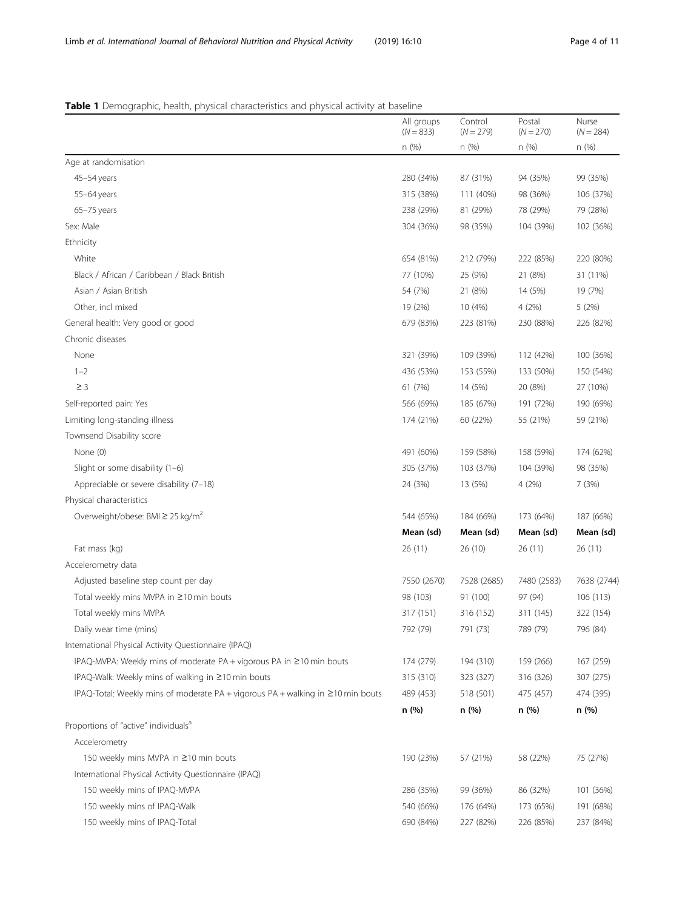**Table 1** Demographic, health, physical characteristics and physical activity at baseline

| | All groups ($N = 833$) | Control ($N = 279$) | Postal ($N = 270$) | Nurse ($N = 284$) |
|---|---|---|---|---|
| | n (%) | n (%) | n (%) | n (%) |
| Age at randomisation | | | | |
| 45–54 years | 280 (34%) | 87 (31%) | 94 (35%) | 99 (35%) |
| 55–64 years | 315 (38%) | 111 (40%) | 98 (36%) | 106 (37%) |
| 65–75 years | 238 (29%) | 81 (29%) | 78 (29%) | 79 (28%) |
| Sex: Male | 304 (36%) | 98 (35%) | 104 (39%) | 102 (36%) |
| Ethnicity | | | | |
| White | 654 (81%) | 212 (79%) | 222 (85%) | 220 (80%) |
| Black / African / Caribbean / Black British | 77 (10%) | 25 (9%) | 21 (8%) | 31 (11%) |
| Asian / Asian British | 54 (7%) | 21 (8%) | 14 (5%) | 19 (7%) |
| Other, incl mixed | 19 (2%) | 10 (4%) | 4 (2%) | 5 (2%) |
| General health: Very good or good | 679 (83%) | 223 (81%) | 230 (88%) | 226 (82%) |
| Chronic diseases | | | | |
| None | 321 (39%) | 109 (39%) | 112 (42%) | 100 (36%) |
| 1–2 | 436 (53%) | 153 (55%) | 133 (50%) | 150 (54%) |
| ≥ 3 | 61 (7%) | 14 (5%) | 20 (8%) | 27 (10%) |
| Self-reported pain: Yes | 566 (69%) | 185 (67%) | 191 (72%) | 190 (69%) |
| Limiting long-standing illness | 174 (21%) | 60 (22%) | 55 (21%) | 59 (21%) |
| Townsend Disability score | | | | |
| None (0) | 491 (60%) | 159 (58%) | 158 (59%) | 174 (62%) |
| Slight or some disability (1–6) | 305 (37%) | 103 (37%) | 104 (39%) | 98 (35%) |
| Appreciable or severe disability (7–18) | 24 (3%) | 13 (5%) | 4 (2%) | 7 (3%) |
| Physical characteristics | | | | |
| Overweight/obese: BMI ≥ 25 kg/m$^2$ | 544 (65%) | 184 (66%) | 173 (64%) | 187 (66%) |
| | **Mean (sd)** | **Mean (sd)** | **Mean (sd)** | **Mean (sd)** |
| Fat mass (kg) | 26 (11) | 26 (10) | 26 (11) | 26 (11) |
| Accelerometry data | | | | |
| Adjusted baseline step count per day | 7550 (2670) | 7528 (2685) | 7480 (2583) | 7638 (2744) |
| Total weekly mins MVPA in ≥10 min bouts | 98 (103) | 91 (100) | 97 (94) | 106 (113) |
| Total weekly mins MVPA | 317 (151) | 316 (152) | 311 (145) | 322 (154) |
| Daily wear time (mins) | 792 (79) | 791 (73) | 789 (79) | 796 (84) |
| International Physical Activity Questionnaire (IPAQ) | | | | |
| IPAQ-MVPA: Weekly mins of moderate PA + vigorous PA in ≥10 min bouts | 174 (279) | 194 (310) | 159 (266) | 167 (259) |
| IPAQ-Walk: Weekly mins of walking in ≥10 min bouts | 315 (310) | 323 (327) | 316 (326) | 307 (275) |
| IPAQ-Total: Weekly mins of moderate PA + vigorous PA + walking in ≥10 min bouts | 489 (453) | 518 (501) | 475 (457) | 474 (395) |
| | **n (%)** | **n (%)** | **n (%)** | **n (%)** |
| Proportions of "active" individuals[a] | | | | |
| Accelerometry | | | | |
| 150 weekly mins MVPA in ≥10 min bouts | 190 (23%) | 57 (21%) | 58 (22%) | 75 (27%) |
| International Physical Activity Questionnaire (IPAQ) | | | | |
| 150 weekly mins of IPAQ-MVPA | 286 (35%) | 99 (36%) | 86 (32%) | 101 (36%) |
| 150 weekly mins of IPAQ-Walk | 540 (66%) | 176 (64%) | 173 (65%) | 191 (68%) |
| 150 weekly mins of IPAQ-Total | 690 (84%) | 227 (82%) | 226 (85%) | 237 (84%) |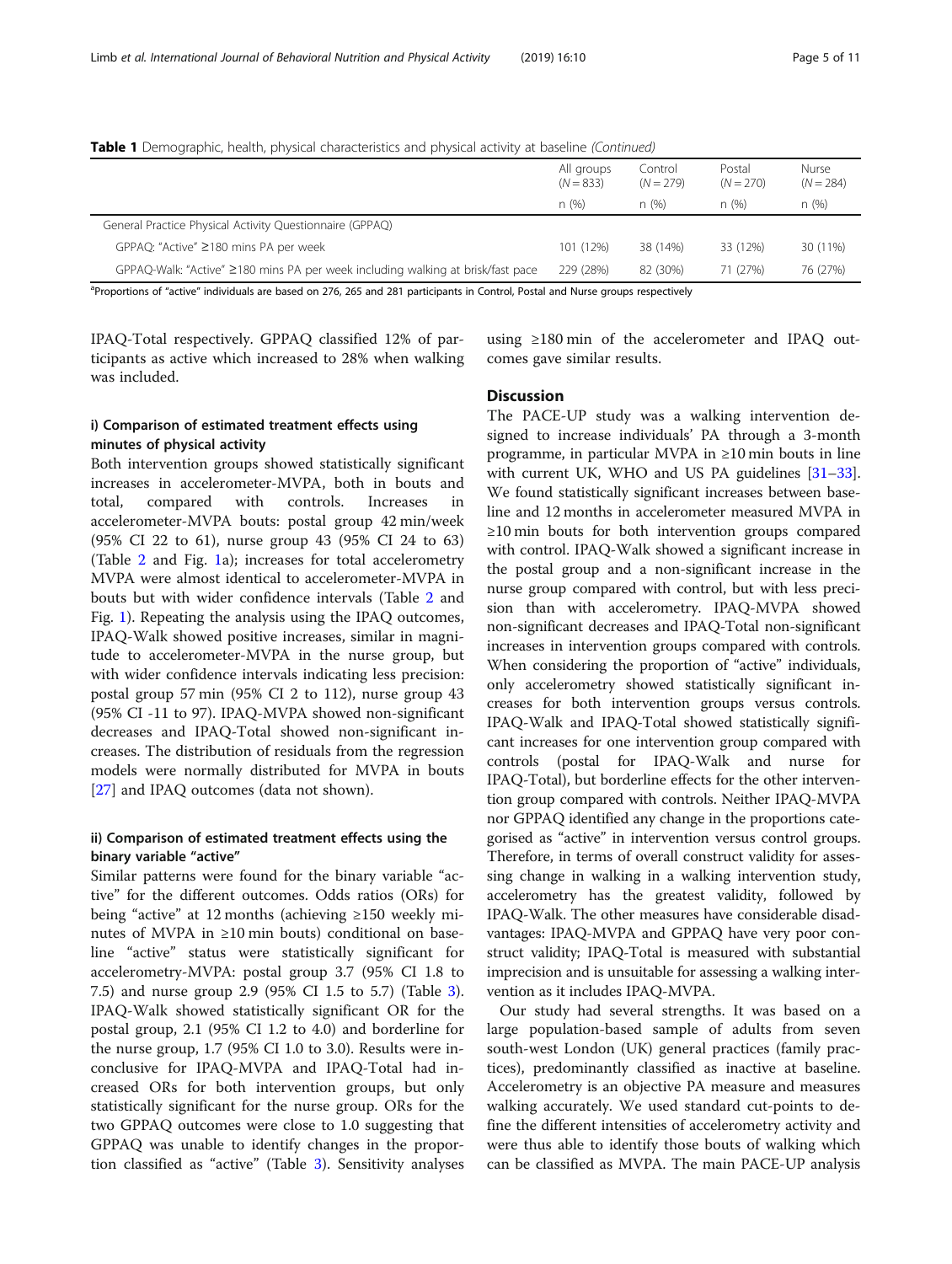**Table 1** Demographic, health, physical characteristics and physical activity at baseline *(Continued)*

| | All groups ($N = 833$) | Control ($N = 279$) | Postal ($N = 270$) | Nurse ($N = 284$) |
|---|---|---|---|---|
| | n (%) | n (%) | n (%) | n (%) |
| General Practice Physical Activity Questionnaire (GPPAQ) | | | | |
| GPPAQ: "Active" ≥180 mins PA per week | 101 (12%) | 38 (14%) | 33 (12%) | 30 (11%) |
| GPPAQ-Walk: "Active" ≥180 mins PA per week including walking at brisk/fast pace | 229 (28%) | 82 (30%) | 71 (27%) | 76 (27%) |

[a]Proportions of "active" individuals are based on 276, 265 and 281 participants in Control, Postal and Nurse groups respectively

IPAQ-Total respectively. GPPAQ classified 12% of participants as active which increased to 28% when walking was included.

### i) Comparison of estimated treatment effects using minutes of physical activity

Both intervention groups showed statistically significant increases in accelerometer-MVPA, both in bouts and total, compared with controls. Increases in accelerometer-MVPA bouts: postal group 42 min/week (95% CI 22 to 61), nurse group 43 (95% CI 24 to 63) (Table 2 and Fig. 1a); increases for total accelerometry MVPA were almost identical to accelerometer-MVPA in bouts but with wider confidence intervals (Table 2 and Fig. 1). Repeating the analysis using the IPAQ outcomes, IPAQ-Walk showed positive increases, similar in magnitude to accelerometer-MVPA in the nurse group, but with wider confidence intervals indicating less precision: postal group 57 min (95% CI 2 to 112), nurse group 43 (95% CI -11 to 97). IPAQ-MVPA showed non-significant decreases and IPAQ-Total showed non-significant increases. The distribution of residuals from the regression models were normally distributed for MVPA in bouts [27] and IPAQ outcomes (data not shown).

### ii) Comparison of estimated treatment effects using the binary variable "active"

Similar patterns were found for the binary variable "active" for the different outcomes. Odds ratios (ORs) for being "active" at 12 months (achieving ≥150 weekly minutes of MVPA in ≥10 min bouts) conditional on baseline "active" status were statistically significant for accelerometry-MVPA: postal group 3.7 (95% CI 1.8 to 7.5) and nurse group 2.9 (95% CI 1.5 to 5.7) (Table 3). IPAQ-Walk showed statistically significant OR for the postal group, 2.1 (95% CI 1.2 to 4.0) and borderline for the nurse group, 1.7 (95% CI 1.0 to 3.0). Results were inconclusive for IPAQ-MVPA and IPAQ-Total had increased ORs for both intervention groups, but only statistically significant for the nurse group. ORs for the two GPPAQ outcomes were close to 1.0 suggesting that GPPAQ was unable to identify changes in the proportion classified as "active" (Table 3). Sensitivity analyses using ≥180 min of the accelerometer and IPAQ outcomes gave similar results.

## Discussion

The PACE-UP study was a walking intervention designed to increase individuals' PA through a 3-month programme, in particular MVPA in ≥10 min bouts in line with current UK, WHO and US PA guidelines [31–33]. We found statistically significant increases between baseline and 12 months in accelerometer measured MVPA in ≥10 min bouts for both intervention groups compared with control. IPAQ-Walk showed a significant increase in the postal group and a non-significant increase in the nurse group compared with control, but with less precision than with accelerometry. IPAQ-MVPA showed non-significant decreases and IPAQ-Total non-significant increases in intervention groups compared with controls. When considering the proportion of "active" individuals, only accelerometry showed statistically significant increases for both intervention groups versus controls. IPAQ-Walk and IPAQ-Total showed statistically significant increases for one intervention group compared with controls (postal for IPAQ-Walk and nurse for IPAQ-Total), but borderline effects for the other intervention group compared with controls. Neither IPAQ-MVPA nor GPPAQ identified any change in the proportions categorised as "active" in intervention versus control groups. Therefore, in terms of overall construct validity for assessing change in walking in a walking intervention study, accelerometry has the greatest validity, followed by IPAQ-Walk. The other measures have considerable disadvantages: IPAQ-MVPA and GPPAQ have very poor construct validity; IPAQ-Total is measured with substantial imprecision and is unsuitable for assessing a walking intervention as it includes IPAQ-MVPA.

Our study had several strengths. It was based on a large population-based sample of adults from seven south-west London (UK) general practices (family practices), predominantly classified as inactive at baseline. Accelerometry is an objective PA measure and measures walking accurately. We used standard cut-points to define the different intensities of accelerometry activity and were thus able to identify those bouts of walking which can be classified as MVPA. The main PACE-UP analysis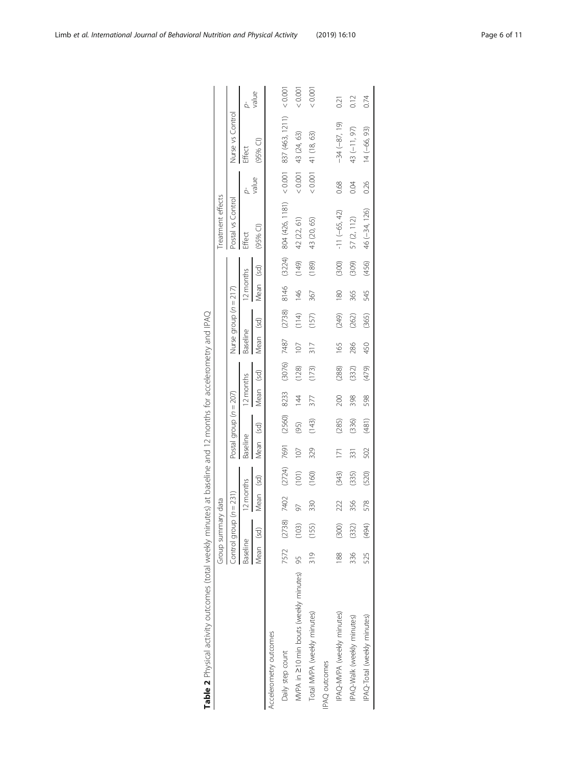**Table 2** Physical activity outcomes (total weekly minutes) at baseline and 12 months for accelerometry and IPAQ

| | Group summary data | | | | | | | | | | | | Treatment effects | | | |
|---|---|---|---|---|---|---|---|---|---|---|---|---|---|---|---|---|
| | Control group ($n = 231$) | | | | Postal group ($n = 207$) | | | | Nurse group ($n = 217$) | | | | Postal vs Control | | Nurse vs Control | |
| | Baseline | | 12 months | | Baseline | | 12 months | | Baseline | | 12 months | | Effect | p-value | Effect | p-value |
| | Mean | (sd) | Mean | (sd) | Mean | (sd) | Mean | (sd) | Mean | (sd) | Mean | (sd) | (95% CI) | | (95% CI) | |
| Accelerometry outcomes | | | | | | | | | | | | | | | | |
| Daily step count | 7572 | (2738) | 7402 | (2724) | 7691 | (2560) | 8233 | (3076) | 7487 | (2738) | 8146 | (3224) | 804 (426, 1181) | < 0.001 | 837 (463, 1211) | < 0.001 |
| MVPA in ≥10 min bouts (weekly minutes) | 95 | (103) | 97 | (101) | 107 | (95) | 144 | (128) | 107 | (114) | 146 | (149) | 42 (22, 61) | < 0.001 | 43 (24, 63) | < 0.001 |
| Total MVPA (weekly minutes) | 319 | (155) | 330 | (160) | 329 | (143) | 377 | (173) | 317 | (157) | 367 | (189) | 43 (20, 65) | < 0.001 | 41 (18, 63) | < 0.001 |
| IPAQ outcomes | | | | | | | | | | | | | | | | |
| IPAQ-MVPA (weekly minutes) | 188 | (300) | 222 | (343) | 171 | (285) | 200 | (288) | 165 | (249) | 180 | (300) | −11 (−65, 42) | 0.68 | −34 (−87, 19) | 0.21 |
| IPAQ-Walk (weekly minutes) | 336 | (332) | 356 | (335) | 331 | (336) | 398 | (332) | 286 | (262) | 365 | (309) | 57 (2, 112) | 0.04 | 43 (−11, 97) | 0.12 |
| IPAQ-Total (weekly minutes) | 525 | (494) | 578 | (520) | 502 | (481) | 598 | (479) | 450 | (365) | 545 | (456) | 46 (−34, 126) | 0.26 | 14 (−66, 93) | 0.74 |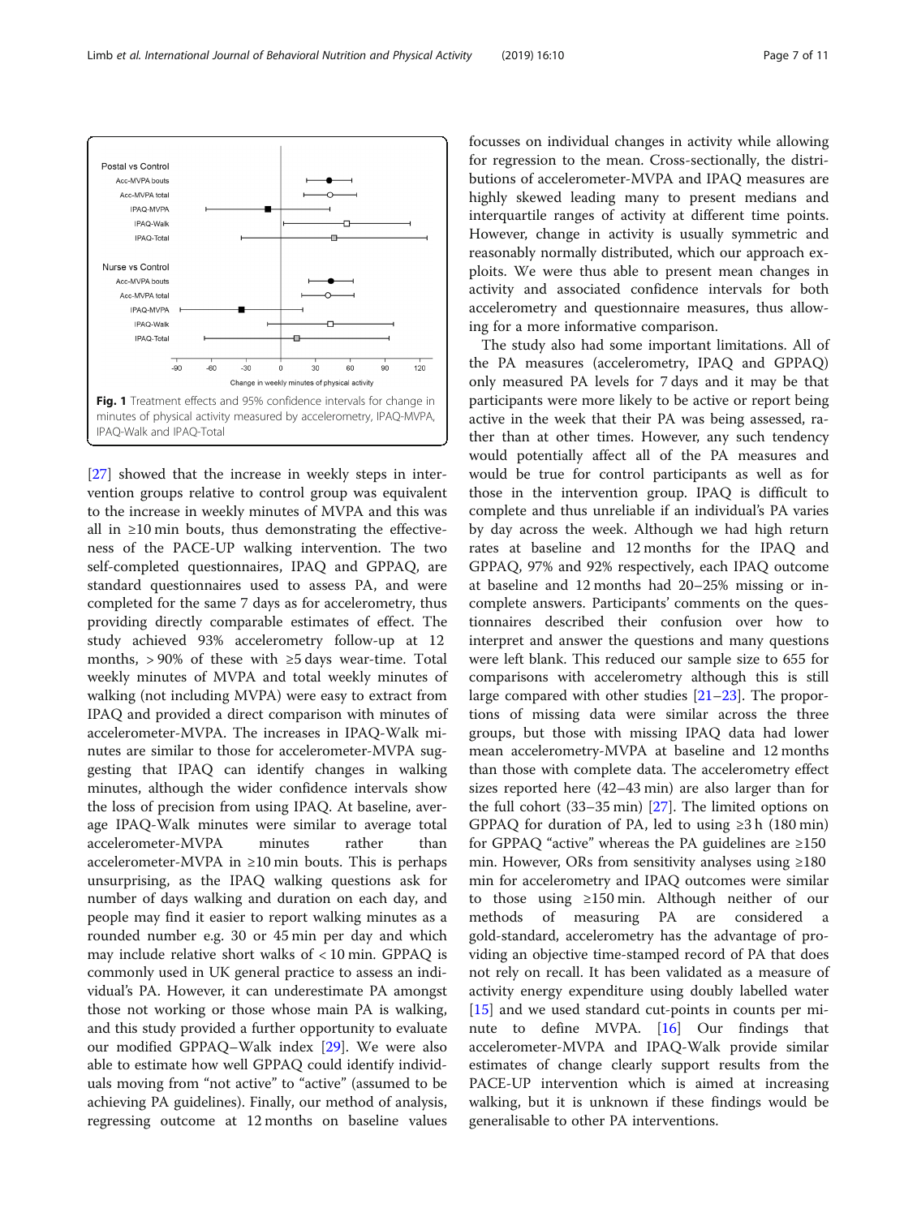Fig. 1 Treatment effects and 95% confidence intervals for change in minutes of physical activity measured by accelerometry, IPAQ-MVPA, IPAQ-Walk and IPAQ-Total

[27] showed that the increase in weekly steps in intervention groups relative to control group was equivalent to the increase in weekly minutes of MVPA and this was all in ≥10 min bouts, thus demonstrating the effectiveness of the PACE-UP walking intervention. The two self-completed questionnaires, IPAQ and GPPAQ, are standard questionnaires used to assess PA, and were completed for the same 7 days as for accelerometry, thus providing directly comparable estimates of effect. The study achieved 93% accelerometry follow-up at 12 months, > 90% of these with ≥5 days wear-time. Total weekly minutes of MVPA and total weekly minutes of walking (not including MVPA) were easy to extract from IPAQ and provided a direct comparison with minutes of accelerometer-MVPA. The increases in IPAQ-Walk minutes are similar to those for accelerometer-MVPA suggesting that IPAQ can identify changes in walking minutes, although the wider confidence intervals show the loss of precision from using IPAQ. At baseline, average IPAQ-Walk minutes were similar to average total accelerometer-MVPA minutes rather than accelerometer-MVPA in ≥10 min bouts. This is perhaps unsurprising, as the IPAQ walking questions ask for number of days walking and duration on each day, and people may find it easier to report walking minutes as a rounded number e.g. 30 or 45 min per day and which may include relative short walks of < 10 min. GPPAQ is commonly used in UK general practice to assess an individual's PA. However, it can underestimate PA amongst those not working or those whose main PA is walking, and this study provided a further opportunity to evaluate our modified GPPAQ–Walk index [29]. We were also able to estimate how well GPPAQ could identify individuals moving from "not active" to "active" (assumed to be achieving PA guidelines). Finally, our method of analysis, regressing outcome at 12 months on baseline values focusses on individual changes in activity while allowing for regression to the mean. Cross-sectionally, the distributions of accelerometer-MVPA and IPAQ measures are highly skewed leading many to present medians and interquartile ranges of activity at different time points. However, change in activity is usually symmetric and reasonably normally distributed, which our approach exploits. We were thus able to present mean changes in activity and associated confidence intervals for both accelerometry and questionnaire measures, thus allowing for a more informative comparison.

The study also had some important limitations. All of the PA measures (accelerometry, IPAQ and GPPAQ) only measured PA levels for 7 days and it may be that participants were more likely to be active or report being active in the week that their PA was being assessed, rather than at other times. However, any such tendency would potentially affect all of the PA measures and would be true for control participants as well as for those in the intervention group. IPAQ is difficult to complete and thus unreliable if an individual's PA varies by day across the week. Although we had high return rates at baseline and 12 months for the IPAQ and GPPAQ, 97% and 92% respectively, each IPAQ outcome at baseline and 12 months had 20–25% missing or incomplete answers. Participants' comments on the questionnaires described their confusion over how to interpret and answer the questions and many questions were left blank. This reduced our sample size to 655 for comparisons with accelerometry although this is still large compared with other studies [21–23]. The proportions of missing data were similar across the three groups, but those with missing IPAQ data had lower mean accelerometry-MVPA at baseline and 12 months than those with complete data. The accelerometry effect sizes reported here (42–43 min) are also larger than for the full cohort (33–35 min) [27]. The limited options on GPPAQ for duration of PA, led to using ≥3 h (180 min) for GPPAQ "active" whereas the PA guidelines are ≥150 min. However, ORs from sensitivity analyses using ≥180 min for accelerometry and IPAQ outcomes were similar to those using ≥150 min. Although neither of our methods of measuring PA are considered a gold-standard, accelerometry has the advantage of providing an objective time-stamped record of PA that does not rely on recall. It has been validated as a measure of activity energy expenditure using doubly labelled water [15] and we used standard cut-points in counts per minute to define MVPA. [16] Our findings that accelerometer-MVPA and IPAQ-Walk provide similar estimates of change clearly support results from the PACE-UP intervention which is aimed at increasing walking, but it is unknown if these findings would be generalisable to other PA interventions.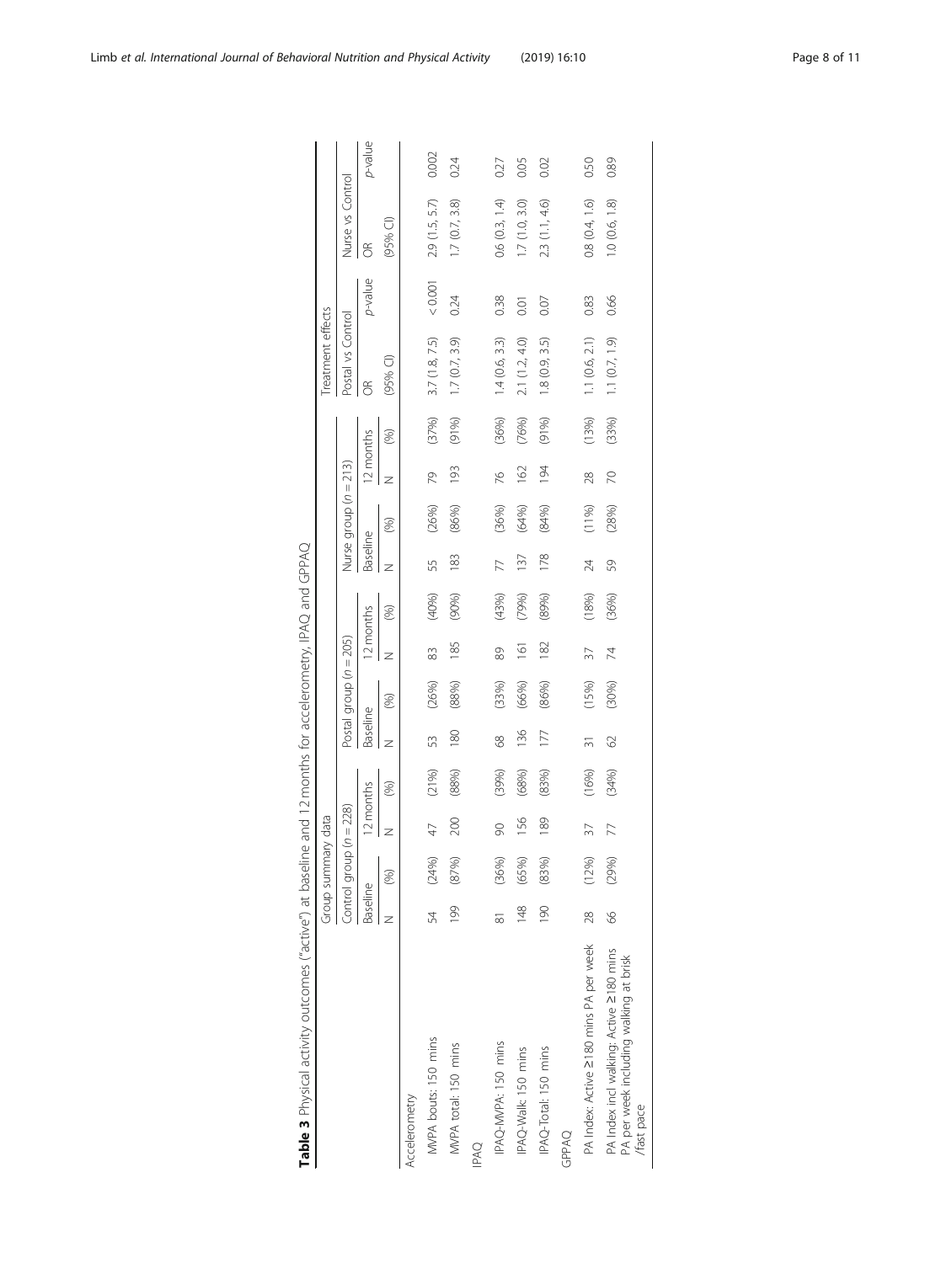**Table 3** Physical activity outcomes ("active") at baseline and 12 months for accelerometry, IPAQ and GPPAQ

| | Group summary data | | | | | | | | | | | | Treatment effects | | | |
|---|---|---|---|---|---|---|---|---|---|---|---|---|---|---|---|---|
| | Control group ($n = 228$) | | | | Postal group ($n = 205$) | | | | Nurse group ($n = 213$) | | | | Postal vs Control | | Nurse vs Control | |
| | Baseline | | 12 months | | Baseline | | 12 months | | Baseline | | 12 months | | OR | *p*-value | OR | *p*-value |
| | N | (%) | N | (%) | N | (%) | N | (%) | N | (%) | N | (%) | (95% CI) | | (95% CI) | |
| Accelerometry | | | | | | | | | | | | | | | | |
| MVPA bouts: 150 mins | 54 | (24%) | 47 | (21%) | 53 | (26%) | 83 | (40%) | 55 | (26%) | 79 | (37%) | 3.7 (1.8, 7.5) | < 0.001 | 2.9 (1.5, 5.7) | 0.002 |
| MVPA total: 150 mins | 199 | (87%) | 200 | (88%) | 180 | (88%) | 185 | (90%) | 183 | (86%) | 193 | (91%) | 1.7 (0.7, 3.9) | 0.24 | 1.7 (0.7, 3.8) | 0.24 |
| IPAQ | | | | | | | | | | | | | | | | |
| IPAQ-MVPA: 150 mins | 81 | (36%) | 90 | (39%) | 68 | (33%) | 89 | (43%) | 77 | (36%) | 76 | (36%) | 1.4 (0.6, 3.3) | 0.38 | 0.6 (0.3, 1.4) | 0.27 |
| IPAQ-Walk: 150 mins | 148 | (65%) | 156 | (68%) | 136 | (66%) | 161 | (79%) | 137 | (64%) | 162 | (76%) | 2.1 (1.2, 4.0) | 0.01 | 1.7 (1.0, 3.0) | 0.05 |
| IPAQ-Total: 150 mins | 190 | (83%) | 189 | (83%) | 177 | (86%) | 182 | (89%) | 178 | (84%) | 194 | (91%) | 1.8 (0.9, 3.5) | 0.07 | 2.3 (1.1, 4.6) | 0.02 |
| GPPAQ | | | | | | | | | | | | | | | | |
| PA Index: Active ≥180 mins PA per week | 28 | (12%) | 37 | (16%) | 31 | (15%) | 37 | (18%) | 24 | (11%) | 28 | (13%) | 1.1 (0.6, 2.1) | 0.83 | 0.8 (0.4, 1.6) | 0.50 |
| PA Index incl walking: Active ≥180 mins PA per week including walking at brisk /fast pace | 66 | (29%) | 77 | (34%) | 62 | (30%) | 74 | (36%) | 59 | (28%) | 70 | (33%) | 1.1 (0.7, 1.9) | 0.66 | 1.0 (0.6, 1.8) | 0.89 |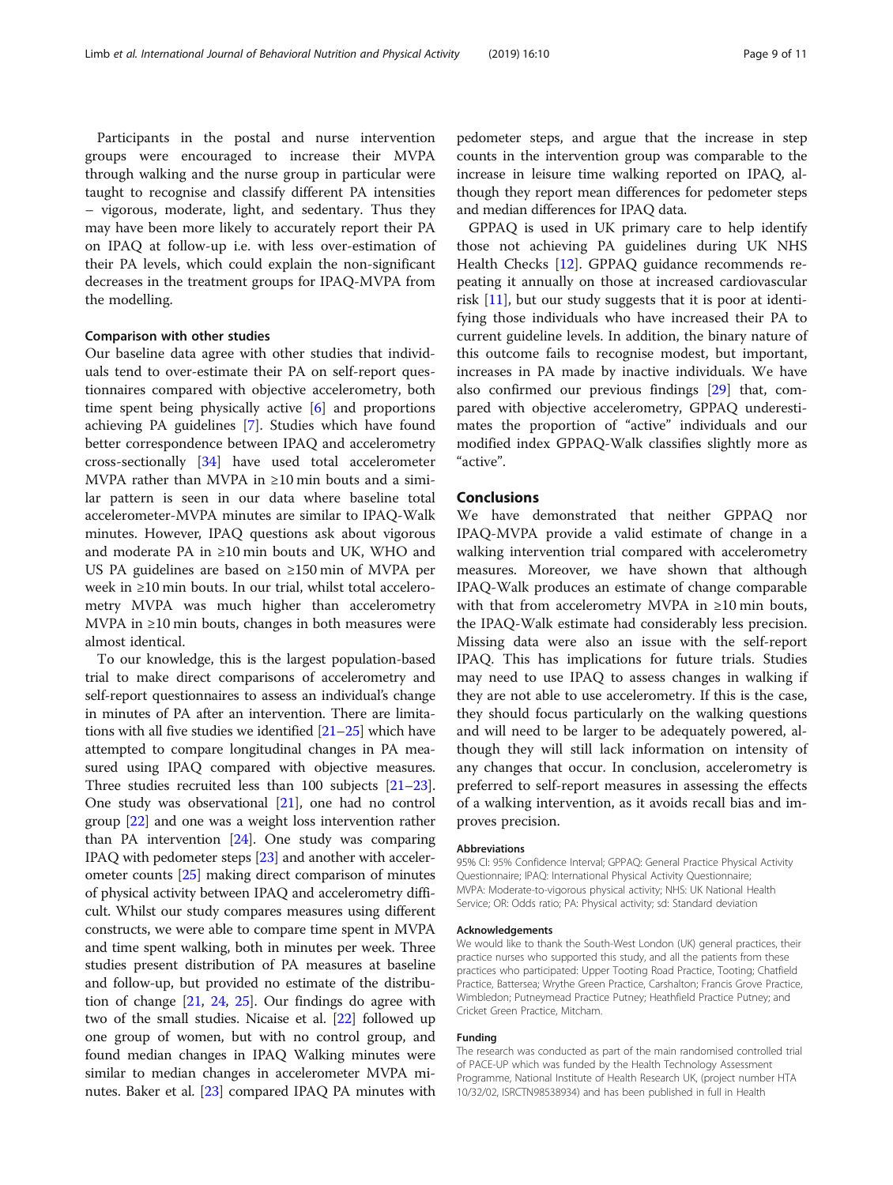Participants in the postal and nurse intervention groups were encouraged to increase their MVPA through walking and the nurse group in particular were taught to recognise and classify different PA intensities – vigorous, moderate, light, and sedentary. Thus they may have been more likely to accurately report their PA on IPAQ at follow-up i.e. with less over-estimation of their PA levels, which could explain the non-significant decreases in the treatment groups for IPAQ-MVPA from the modelling.

### Comparison with other studies

Our baseline data agree with other studies that individuals tend to over-estimate their PA on self-report questionnaires compared with objective accelerometry, both time spent being physically active [6] and proportions achieving PA guidelines [7]. Studies which have found better correspondence between IPAQ and accelerometry cross-sectionally [34] have used total accelerometer MVPA rather than MVPA in ≥10 min bouts and a similar pattern is seen in our data where baseline total accelerometer-MVPA minutes are similar to IPAQ-Walk minutes. However, IPAQ questions ask about vigorous and moderate PA in ≥10 min bouts and UK, WHO and US PA guidelines are based on ≥150 min of MVPA per week in ≥10 min bouts. In our trial, whilst total accelerometry MVPA was much higher than accelerometry MVPA in ≥10 min bouts, changes in both measures were almost identical.

To our knowledge, this is the largest population-based trial to make direct comparisons of accelerometry and self-report questionnaires to assess an individual's change in minutes of PA after an intervention. There are limitations with all five studies we identified [21–25] which have attempted to compare longitudinal changes in PA measured using IPAQ compared with objective measures. Three studies recruited less than 100 subjects [21–23]. One study was observational [21], one had no control group [22] and one was a weight loss intervention rather than PA intervention [24]. One study was comparing IPAQ with pedometer steps [23] and another with accelerometer counts [25] making direct comparison of minutes of physical activity between IPAQ and accelerometry difficult. Whilst our study compares measures using different constructs, we were able to compare time spent in MVPA and time spent walking, both in minutes per week. Three studies present distribution of PA measures at baseline and follow-up, but provided no estimate of the distribution of change [21, 24, 25]. Our findings do agree with two of the small studies. Nicaise et al. [22] followed up one group of women, but with no control group, and found median changes in IPAQ Walking minutes were similar to median changes in accelerometer MVPA minutes. Baker et al. [23] compared IPAQ PA minutes with pedometer steps, and argue that the increase in step counts in the intervention group was comparable to the increase in leisure time walking reported on IPAQ, although they report mean differences for pedometer steps and median differences for IPAQ data.

GPPAQ is used in UK primary care to help identify those not achieving PA guidelines during UK NHS Health Checks [12]. GPPAQ guidance recommends repeating it annually on those at increased cardiovascular risk [11], but our study suggests that it is poor at identifying those individuals who have increased their PA to current guideline levels. In addition, the binary nature of this outcome fails to recognise modest, but important, increases in PA made by inactive individuals. We have also confirmed our previous findings [29] that, compared with objective accelerometry, GPPAQ underestimates the proportion of "active" individuals and our modified index GPPAQ-Walk classifies slightly more as "active".

## Conclusions

We have demonstrated that neither GPPAQ nor IPAQ-MVPA provide a valid estimate of change in a walking intervention trial compared with accelerometry measures. Moreover, we have shown that although IPAQ-Walk produces an estimate of change comparable with that from accelerometry MVPA in ≥10 min bouts, the IPAQ-Walk estimate had considerably less precision. Missing data were also an issue with the self-report IPAQ. This has implications for future trials. Studies may need to use IPAQ to assess changes in walking if they are not able to use accelerometry. If this is the case, they should focus particularly on the walking questions and will need to be larger to be adequately powered, although they will still lack information on intensity of any changes that occur. In conclusion, accelerometry is preferred to self-report measures in assessing the effects of a walking intervention, as it avoids recall bias and improves precision.

#### Abbreviations

95% CI: 95% Confidence Interval; GPPAQ: General Practice Physical Activity Questionnaire; IPAQ: International Physical Activity Questionnaire; MVPA: Moderate-to-vigorous physical activity; NHS: UK National Health Service; OR: Odds ratio; PA: Physical activity; sd: Standard deviation

#### Acknowledgements

We would like to thank the South-West London (UK) general practices, their practice nurses who supported this study, and all the patients from these practices who participated: Upper Tooting Road Practice, Tooting; Chatfield Practice, Battersea; Wrythe Green Practice, Carshalton; Francis Grove Practice, Wimbledon; Putneymead Practice Putney; Heathfield Practice Putney; and Cricket Green Practice, Mitcham.

#### Funding

The research was conducted as part of the main randomised controlled trial of PACE-UP which was funded by the Health Technology Assessment Programme, National Institute of Health Research UK, (project number HTA 10/32/02, ISRCTN98538934) and has been published in full in Health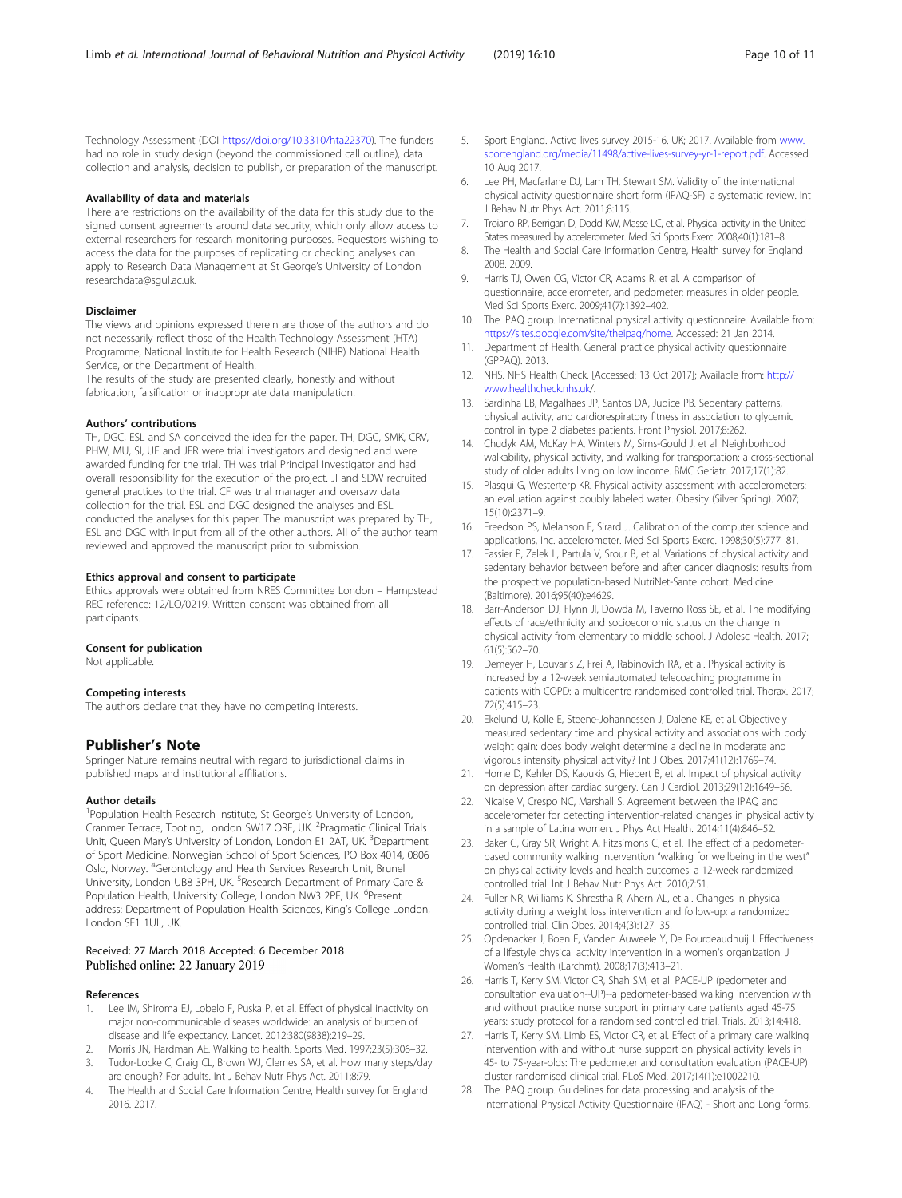Technology Assessment (DOI https://doi.org/10.3310/hta22370). The funders had no role in study design (beyond the commissioned cult outline), data collection and analysis, decision to publish, or preparation of the manuscript.

### Availability of data and materials

There are restrictions on the availability of the data for this study due to the signed consent agreements around data security, which only allow access to external researchers for research monitoring purposes. Requestors wishing to access the data for the purposes of replicating or checking analyses can apply to Research Data Management at St George's University of London researchdata@sgul.ac.uk.

### Disclaimer

The views and opinions expressed therein are those of the authors and do not necessarily reflect those of the Health Technology Assessment (HTA) Programme, National Institute for Health Research (NIHR) National Health Service, or the Department of Health.

The results of the study are presented clearly, honestly and without fabrication, falsification or inappropriate data manipulation.

### Authors' contributions

TH, DGC, ESL and SA conceived the idea for the paper. TH, DGC, SMK, CRV, PHW, MU, SI, UE and JFR were trial investigators and designed and were awarded funding for the trial. TH was trial Principal Investigator and had overall responsibility for the execution of the project. JI and SDW recruited general practices to the trial. CF was trial manager and oversaw data collection for the trial. ESL and DGC designed the analyses and ESL conducted the analyses for this paper. The manuscript was prepared by TH, ESL and DGC with input from all of the other authors. All of the author team reviewed and approved the manuscript prior to submission.

### Ethics approval and consent to participate

Ethics approvals were obtained from NRES Committee London – Hampstead REC reference: 12/LO/0219. Written consent was obtained from all participants.

### Consent for publication

Not applicable.

### Competing interests

The authors declare that they have no competing interests.

## Publisher's Note

Springer Nature remains neutral with regard to jurisdictional claims in published maps and institutional affiliations.

### Author details

[1]Population Health Research Institute, St George's University of London, Cranmer Terrace, Tooting, London SW17 0RE, UK. [2]Pragmatic Clinical Trials Unit, Queen Mary's University of London, London E1 2AT, UK. [3]Department of Sport Medicine, Norwegian School of Sport Sciences, PO Box 4014, 0806 Oslo, Norway. [4]Gerontology and Health Services Research Unit, Brunel University, London UB8 3PH, UK. [5]Research Department of Primary Care & Population Health, University College, London NW3 2PF, UK. [6]Present address: Department of Population Health Sciences, King's College London, London SE1 1UL, UK.

Received: 27 March 2018 Accepted: 6 December 2018
Published online: 22 January 2019

### References

1. Lee IM, Shiroma EJ, Lobelo F, Puska P, et al. Effect of physical inactivity on major non-communicable diseases worldwide: an analysis of burden of disease and life expectancy. Lancet. 2012;380(9838):219–29.
2. Morris JN, Hardman AE. Walking to health. Sports Med. 1997;23(5):306–32.
3. Tudor-Locke C, Craig CL, Brown WJ, Clemes SA, et al. How many steps/day are enough? For adults. Int J Behav Nutr Phys Act. 2011;8:79.
4. The Health and Social Care Information Centre, Health survey for England 2016. 2017.
5. Sport England. Active lives survey 2015-16. UK; 2017. Available from www.sportengland.org/media/11498/active-lives-survey-yr-1-report.pdf. Accessed 10 Aug 2017.
6. Lee PH, Macfarlane DJ, Lam TH, Stewart SM. Validity of the international physical activity questionnaire short form (IPAQ-SF): a systematic review. Int J Behav Nutr Phys Act. 2011;8:115.
7. Troiano RP, Berrigan D, Dodd KW, Masse LC, et al. Physical activity in the United States measured by accelerometer. Med Sci Sports Exerc. 2008;40(1):181–8.
8. The Health and Social Care Information Centre, Health survey for England 2008. 2009.
9. Harris TJ, Owen CG, Victor CR, Adams R, et al. A comparison of questionnaire, accelerometer, and pedometer: measures in older people. Med Sci Sports Exerc. 2009;41(7):1392–402.
10. The IPAQ group. International physical activity questionnaire. Available from: https://sites.google.com/site/theipaq/home. Accessed: 21 Jan 2014.
11. Department of Health, General practice physical activity questionnaire (GPPAQ). 2013.
12. NHS. NHS Health Check. [Accessed: 13 Oct 2017]; Available from: http://www.healthcheck.nhs.uk/.
13. Sardinha LB, Magalhaes JP, Santos DA, Judice PB. Sedentary patterns, physical activity, and cardiorespiratory fitness in association to glycemic control in type 2 diabetes patients. Front Physiol. 2017;8:262.
14. Chudyk AM, McKay HA, Winters M, Sims-Gould J, et al. Neighborhood walkability, physical activity, and walking for transportation: a cross-sectional study of older adults living on low income. BMC Geriatr. 2017;17(1):82.
15. Plasqui G, Westerterp KR. Physical activity assessment with accelerometers: an evaluation against doubly labeled water. Obesity (Silver Spring). 2007; 15(10):2371–9.
16. Freedson PS, Melanson E, Sirard J. Calibration of the computer science and applications, Inc. accelerometer. Med Sci Sports Exerc. 1998;30(5):777–81.
17. Fassier P, Zelek L, Partula V, Srour B, et al. Variations of physical activity and sedentary behavior between before and after cancer diagnosis: results from the prospective population-based NutriNet-Sante cohort. Medicine (Baltimore). 2016;95(40):e4629.
18. Barr-Anderson DJ, Flynn JI, Dowda M, Taverno Ross SE, et al. The modifying effects of race/ethnicity and socioeconomic status on the change in physical activity from elementary to middle school. J Adolesc Health. 2017; 61(5):562–70.
19. Demeyer H, Louvaris Z, Frei A, Rabinovich RA, et al. Physical activity is increased by a 12-week semiautomated telecoaching programme in patients with COPD: a multicentre randomised controlled trial. Thorax. 2017; 72(5):415–23.
20. Ekelund U, Kolle E, Steene-Johannessen J, Dalene KE, et al. Objectively measured sedentary time and physical activity and associations with body weight gain: does body weight determine a decline in moderate and vigorous intensity physical activity? Int J Obes. 2017;41(12):1769–74.
21. Horne D, Kehler DS, Kaoukis G, Hiebert B, et al. Impact of physical activity on depression after cardiac surgery. Can J Cardiol. 2013;29(12):1649–56.
22. Nicaise V, Crespo NC, Marshall S. Agreement between the IPAQ and accelerometer for detecting intervention-related changes in physical activity in a sample of Latina women. J Phys Act Health. 2014;11(4):846–52.
23. Baker G, Gray SR, Wright A, Fitzsimons C, et al. The effect of a pedometer-based community walking intervention "walking for wellbeing in the west" on physical activity levels and health outcomes: a 12-week randomized controlled trial. Int J Behav Nutr Phys Act. 2010;7:51.
24. Fuller NR, Williams K, Shrestha R, Ahern AL, et al. Changes in physical activity during a weight loss intervention and follow-up: a randomized controlled trial. Clin Obes. 2014;4(3):127–35.
25. Opdenacker J, Boen F, Vanden Auweele Y, De Bourdeaudhuij I. Effectiveness of a lifestyle physical activity intervention in a women's organization. J Women's Health (Larchmt). 2008;17(3):413–21.
26. Harris T, Kerry SM, Victor CR, Shah SM, et al. PACE-UP (pedometer and consultation evaluation--UP)--a pedometer-based walking intervention with and without practice nurse support in primary care patients aged 45-75 years: study protocol for a randomised controlled trial. Trials. 2013;14:418.
27. Harris T, Kerry SM, Limb ES, Victor CR, et al. Effect of a primary care walking intervention with and without nurse support on physical activity levels in 45- to 75-year-olds: The pedometer and consultation evaluation (PACE-UP) cluster randomised clinical trial. PLoS Med. 2017;14(1):e1002210.
28. The IPAQ group. Guidelines for data processing and analysis of the International Physical Activity Questionnaire (IPAQ) - Short and Long forms.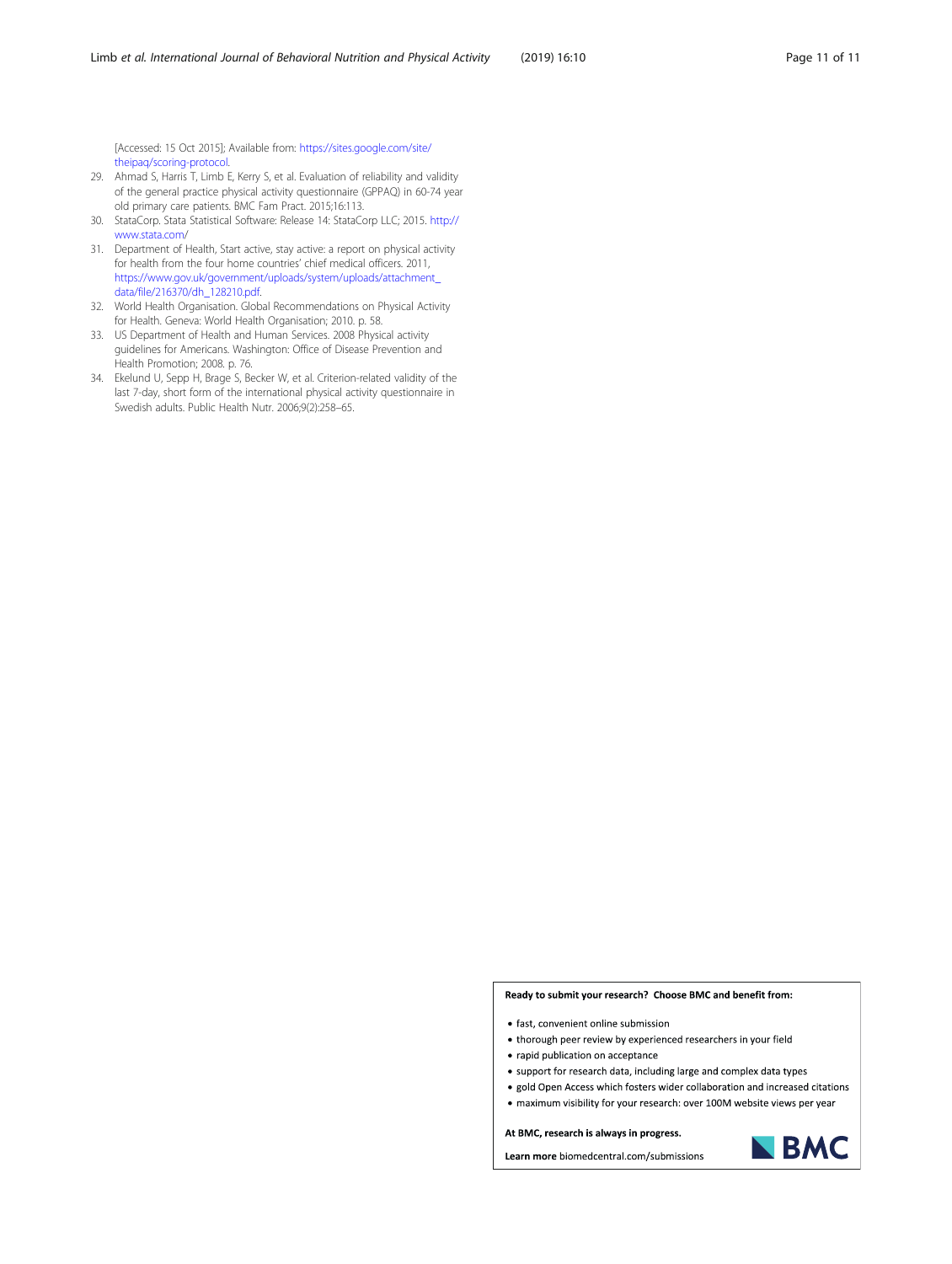[Accessed: 15 Oct 2015]; Available from: https://sites.google.com/site/theipaq/scoring-protocol.

29. Ahmad S, Harris T, Limb E, Kerry S, et al. Evaluation of reliability and validity of the general practice physical activity questionnaire (GPPAQ) in 60-74 year old primary care patients. BMC Fam Pract. 2015;16:113.
30. StataCorp. Stata Statistical Software: Release 14: StataCorp LLC; 2015. http://www.stata.com/
31. Department of Health, Start active, stay active: a report on physical activity for health from the four home countries' chief medical officers. 2011, https://www.gov.uk/government/uploads/system/uploads/attachment_data/file/216370/dh_128210.pdf.
32. World Health Organisation. Global Recommendations on Physical Activity for Health. Geneva: World Health Organisation; 2010. p. 58.
33. US Department of Health and Human Services. 2008 Physical activity guidelines for Americans. Washington: Office of Disease Prevention and Health Promotion; 2008. p. 76.
34. Ekelund U, Sepp H, Brage S, Becker W, et al. Criterion-related validity of the last 7-day, short form of the international physical activity questionnaire in Swedish adults. Public Health Nutr. 2006;9(2):258–65.

**Ready to submit your research? Choose BMC and benefit from:**

- fast, convenient online submission
- thorough peer review by experienced researchers in your field
- rapid publication on acceptance
- support for research data, including large and complex data types
- gold Open Access which fosters wider collaboration and increased citations
- maximum visibility for your research: over 100M website views per year

**At BMC, research is always in progress.**

**Learn more** biomedcentral.com/submissions

BMC